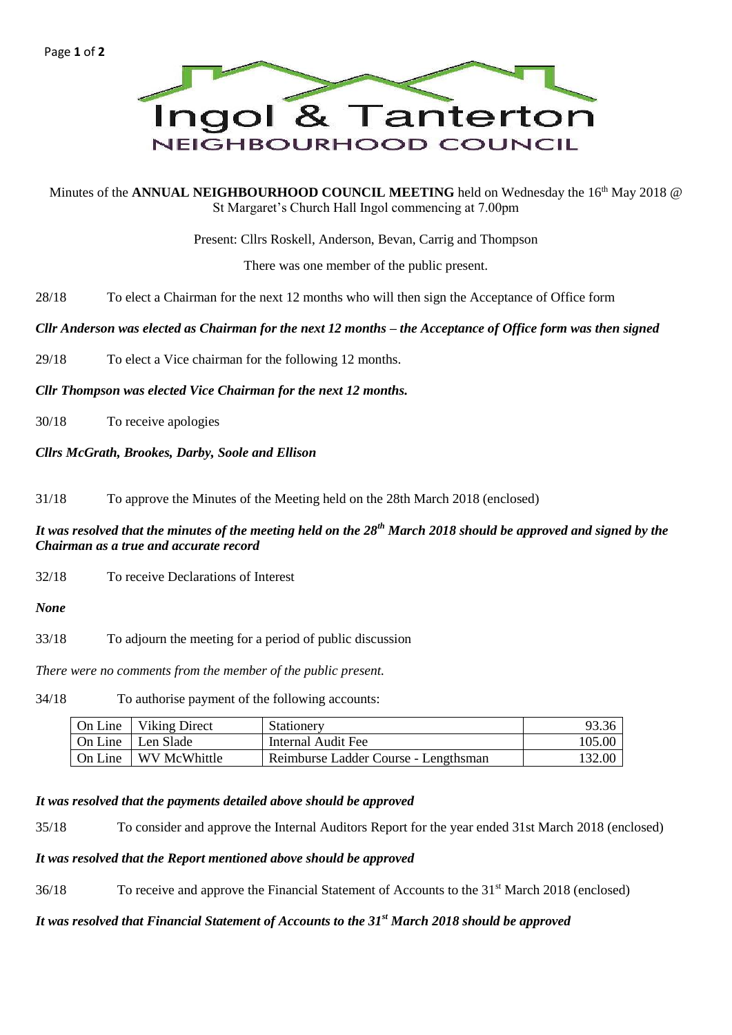# Ingol & Tanterton

## NEIGHBOURHOOD COUNCIL

Minutes of the **ANNUAL NEIGHBOURHOOD COUNCIL MEETING** held on Wednesday the 16th May 2018 @ St Margaret's Church Hall Ingol commencing at 7.00pm

Present: Cllrs Roskell, Anderson, Bevan, Carrig and Thompson

There was one member of the public present.

28/18 To elect a Chairman for the next 12 months who will then sign the Acceptance of Office form

***Cllr Anderson was elected as Chairman for the next 12 months – the Acceptance of Office form was then signed***

29/18 To elect a Vice chairman for the following 12 months.

***Cllr Thompson was elected Vice Chairman for the next 12 months.***

30/18 To receive apologies

***Cllrs McGrath, Brookes, Darby, Soole and Ellison***

31/18 To approve the Minutes of the Meeting held on the 28th March 2018 (enclosed)

***It was resolved that the minutes of the meeting held on the 28th March 2018 should be approved and signed by the Chairman as a true and accurate record***

32/18 To receive Declarations of Interest

***None***

33/18 To adjourn the meeting for a period of public discussion

*There were no comments from the member of the public present.*

34/18 To authorise payment of the following accounts:

| | | | |
|---|---|---|---|
| On Line | Viking Direct | Stationery | 93.36 |
| On Line | Len Slade | Internal Audit Fee | 105.00 |
| On Line | WV McWhittle | Reimburse Ladder Course - Lengthsman | 132.00 |

***It was resolved that the payments detailed above should be approved***

35/18 To consider and approve the Internal Auditors Report for the year ended 31st March 2018 (enclosed)

***It was resolved that the Report mentioned above should be approved***

36/18 To receive and approve the Financial Statement of Accounts to the 31st March 2018 (enclosed)

***It was resolved that Financial Statement of Accounts to the 31st March 2018 should be approved***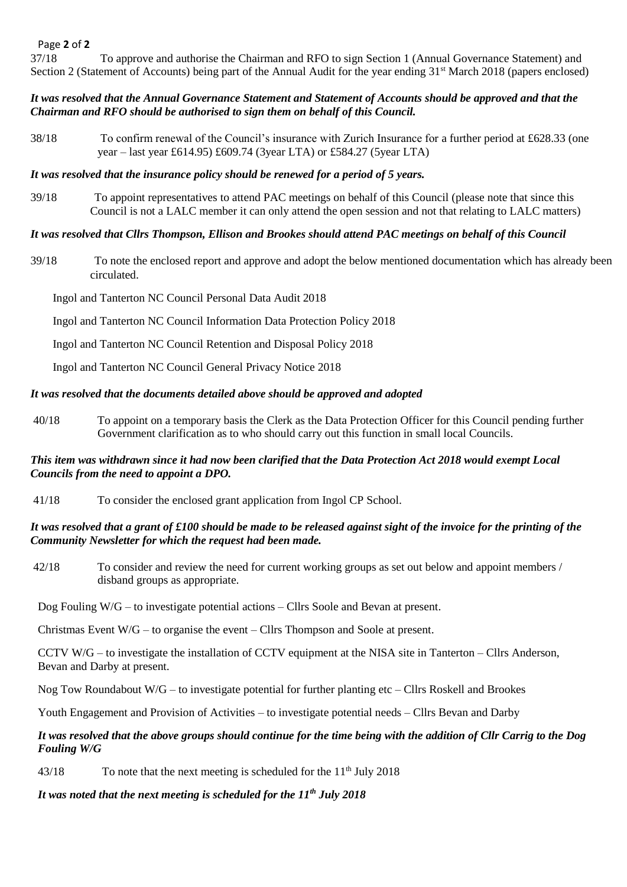37/18 To approve and authorise the Chairman and RFO to sign Section 1 (Annual Governance Statement) and Section 2 (Statement of Accounts) being part of the Annual Audit for the year ending 31st March 2018 (papers enclosed)

***It was resolved that the Annual Governance Statement and Statement of Accounts should be approved and that the Chairman and RFO should be authorised to sign them on behalf of this Council.***

38/18 To confirm renewal of the Council's insurance with Zurich Insurance for a further period at £628.33 (one year – last year £614.95) £609.74 (3year LTA) or £584.27 (5year LTA)

***It was resolved that the insurance policy should be renewed for a period of 5 years.***

39/18 To appoint representatives to attend PAC meetings on behalf of this Council (please note that since this Council is not a LALC member it can only attend the open session and not that relating to LALC matters)

***It was resolved that Cllrs Thompson, Ellison and Brookes should attend PAC meetings on behalf of this Council***

39/18 To note the enclosed report and approve and adopt the below mentioned documentation which has already been circulated.

Ingol and Tanterton NC Council Personal Data Audit 2018

Ingol and Tanterton NC Council Information Data Protection Policy 2018

Ingol and Tanterton NC Council Retention and Disposal Policy 2018

Ingol and Tanterton NC Council General Privacy Notice 2018

***It was resolved that the documents detailed above should be approved and adopted***

40/18 To appoint on a temporary basis the Clerk as the Data Protection Officer for this Council pending further Government clarification as to who should carry out this function in small local Councils.

***This item was withdrawn since it had now been clarified that the Data Protection Act 2018 would exempt Local Councils from the need to appoint a DPO.***

41/18 To consider the enclosed grant application from Ingol CP School.

***It was resolved that a grant of £100 should be made to be released against sight of the invoice for the printing of the Community Newsletter for which the request had been made.***

42/18 To consider and review the need for current working groups as set out below and appoint members / disband groups as appropriate.

Dog Fouling W/G – to investigate potential actions – Cllrs Soole and Bevan at present.

Christmas Event W/G – to organise the event – Cllrs Thompson and Soole at present.

CCTV W/G – to investigate the installation of CCTV equipment at the NISA site in Tanterton – Cllrs Anderson, Bevan and Darby at present.

Nog Tow Roundabout W/G – to investigate potential for further planting etc – Cllrs Roskell and Brookes

Youth Engagement and Provision of Activities – to investigate potential needs – Cllrs Bevan and Darby

***It was resolved that the above groups should continue for the time being with the addition of Cllr Carrig to the Dog Fouling W/G***

43/18 To note that the next meeting is scheduled for the 11th July 2018

***It was noted that the next meeting is scheduled for the 11th July 2018***